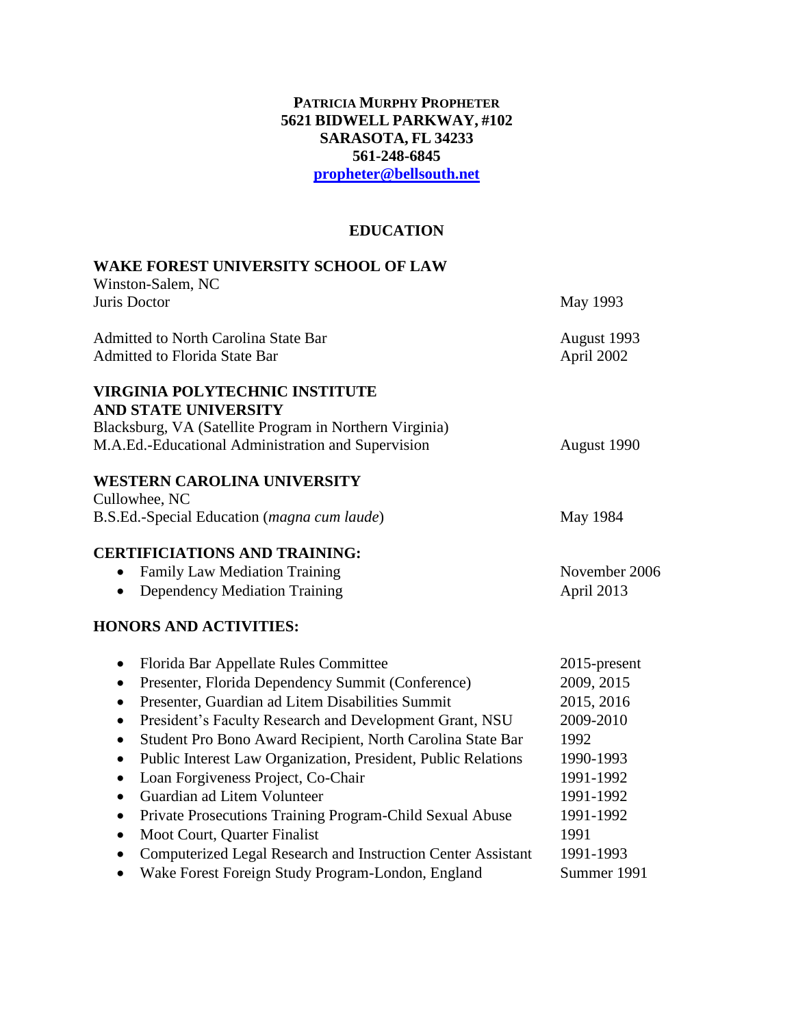**PATRICIA MURPHY PROPHETER**
**5621 BIDWELL PARKWAY, #102**
**SARASOTA, FL 34233**
**561-248-6845**
**[propheter@bellsouth.net](mailto:propheter@bellsouth.net)**

## EDUCATION

**WAKE FOREST UNIVERSITY SCHOOL OF LAW**
Winston-Salem, NC
Juris Doctor — May 1993

Admitted to North Carolina State Bar — August 1993
Admitted to Florida State Bar — April 2002

**VIRGINIA POLYTECHNIC INSTITUTE AND STATE UNIVERSITY**
Blacksburg, VA (Satellite Program in Northern Virginia)
M.A.Ed.-Educational Administration and Supervision — August 1990

**WESTERN CAROLINA UNIVERSITY**
Cullowhee, NC
B.S.Ed.-Special Education (*magna cum laude*) — May 1984

**CERTIFICIATIONS AND TRAINING:**

- Family Law Mediation Training — November 2006
- Dependency Mediation Training — April 2013

**HONORS AND ACTIVITIES:**

- Florida Bar Appellate Rules Committee — 2015-present
- Presenter, Florida Dependency Summit (Conference) — 2009, 2015
- Presenter, Guardian ad Litem Disabilities Summit — 2015, 2016
- President's Faculty Research and Development Grant, NSU — 2009-2010
- Student Pro Bono Award Recipient, North Carolina State Bar — 1992
- Public Interest Law Organization, President, Public Relations — 1990-1993
- Loan Forgiveness Project, Co-Chair — 1991-1992
- Guardian ad Litem Volunteer — 1991-1992
- Private Prosecutions Training Program-Child Sexual Abuse — 1991-1992
- Moot Court, Quarter Finalist — 1991
- Computerized Legal Research and Instruction Center Assistant — 1991-1993
- Wake Forest Foreign Study Program-London, England — Summer 1991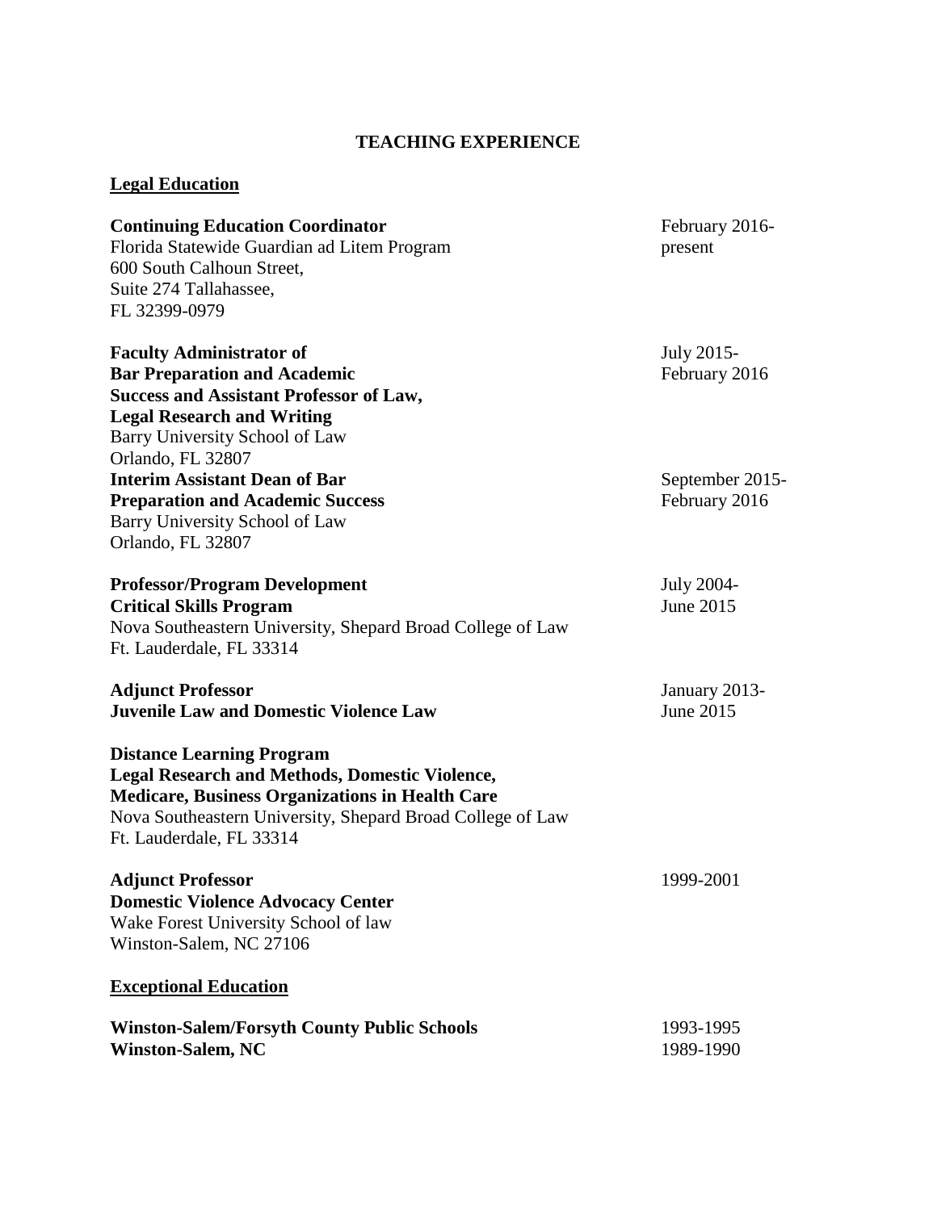# TEACHING EXPERIENCE

## Legal Education

**Continuing Education Coordinator** — February 2016-present
Florida Statewide Guardian ad Litem Program
600 South Calhoun Street,
Suite 274 Tallahassee,
FL 32399-0979

**Faculty Administrator of Bar Preparation and Academic Success and Assistant Professor of Law, Legal Research and Writing** — July 2015-February 2016
Barry University School of Law
Orlando, FL 32807

**Interim Assistant Dean of Bar Preparation and Academic Success** — September 2015-February 2016
Barry University School of Law
Orlando, FL 32807

**Professor/Program Development Critical Skills Program** — July 2004-June 2015
Nova Southeastern University, Shepard Broad College of Law
Ft. Lauderdale, FL 33314

**Adjunct Professor Juvenile Law and Domestic Violence Law** — January 2013-June 2015

**Distance Learning Program**
**Legal Research and Methods, Domestic Violence,**
**Medicare, Business Organizations in Health Care**
Nova Southeastern University, Shepard Broad College of Law
Ft. Lauderdale, FL 33314

**Adjunct Professor Domestic Violence Advocacy Center** — 1999-2001
Wake Forest University School of law
Winston-Salem, NC 27106

## Exceptional Education

**Winston-Salem/Forsyth County Public Schools** — 1993-1995
**Winston-Salem, NC** — 1989-1990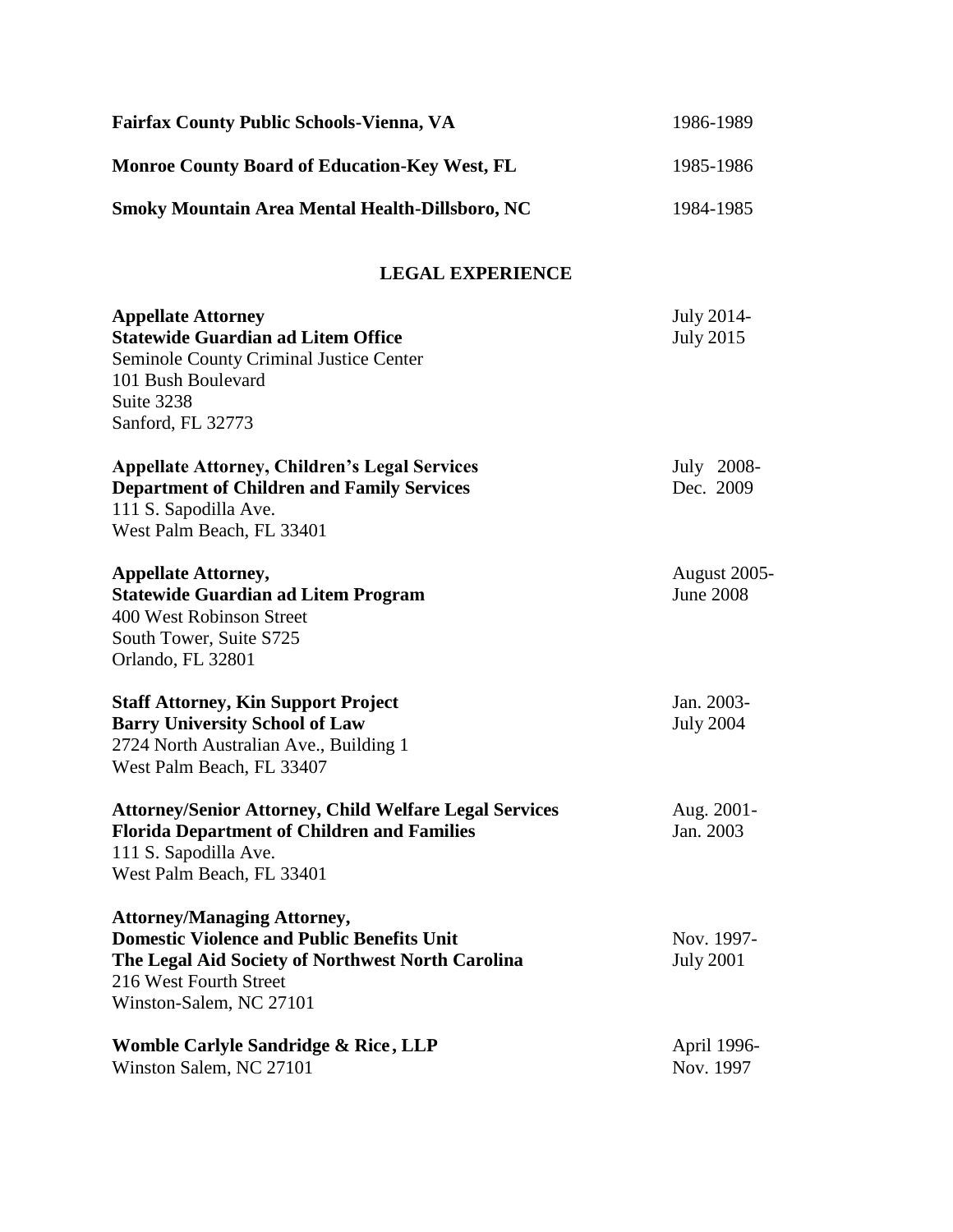**Fairfax County Public Schools-Vienna, VA** 1986-1989

**Monroe County Board of Education-Key West, FL** 1985-1986

**Smoky Mountain Area Mental Health-Dillsboro, NC** 1984-1985

## LEGAL EXPERIENCE

**Appellate Attorney** July 2014-
**Statewide Guardian ad Litem Office** July 2015
Seminole County Criminal Justice Center
101 Bush Boulevard
Suite 3238
Sanford, FL 32773

**Appellate Attorney, Children's Legal Services** July 2008-
**Department of Children and Family Services** Dec. 2009
111 S. Sapodilla Ave.
West Palm Beach, FL 33401

**Appellate Attorney,** August 2005-
**Statewide Guardian ad Litem Program** June 2008
400 West Robinson Street
South Tower, Suite S725
Orlando, FL 32801

**Staff Attorney, Kin Support Project** Jan. 2003-
**Barry University School of Law** July 2004
2724 North Australian Ave., Building 1
West Palm Beach, FL 33407

**Attorney/Senior Attorney, Child Welfare Legal Services** Aug. 2001-
**Florida Department of Children and Families** Jan. 2003
111 S. Sapodilla Ave.
West Palm Beach, FL 33401

**Attorney/Managing Attorney,**
**Domestic Violence and Public Benefits Unit** Nov. 1997-
**The Legal Aid Society of Northwest North Carolina** July 2001
216 West Fourth Street
Winston-Salem, NC 27101

**Womble Carlyle Sandridge & Rice, LLP** April 1996-
Winston Salem, NC 27101 Nov. 1997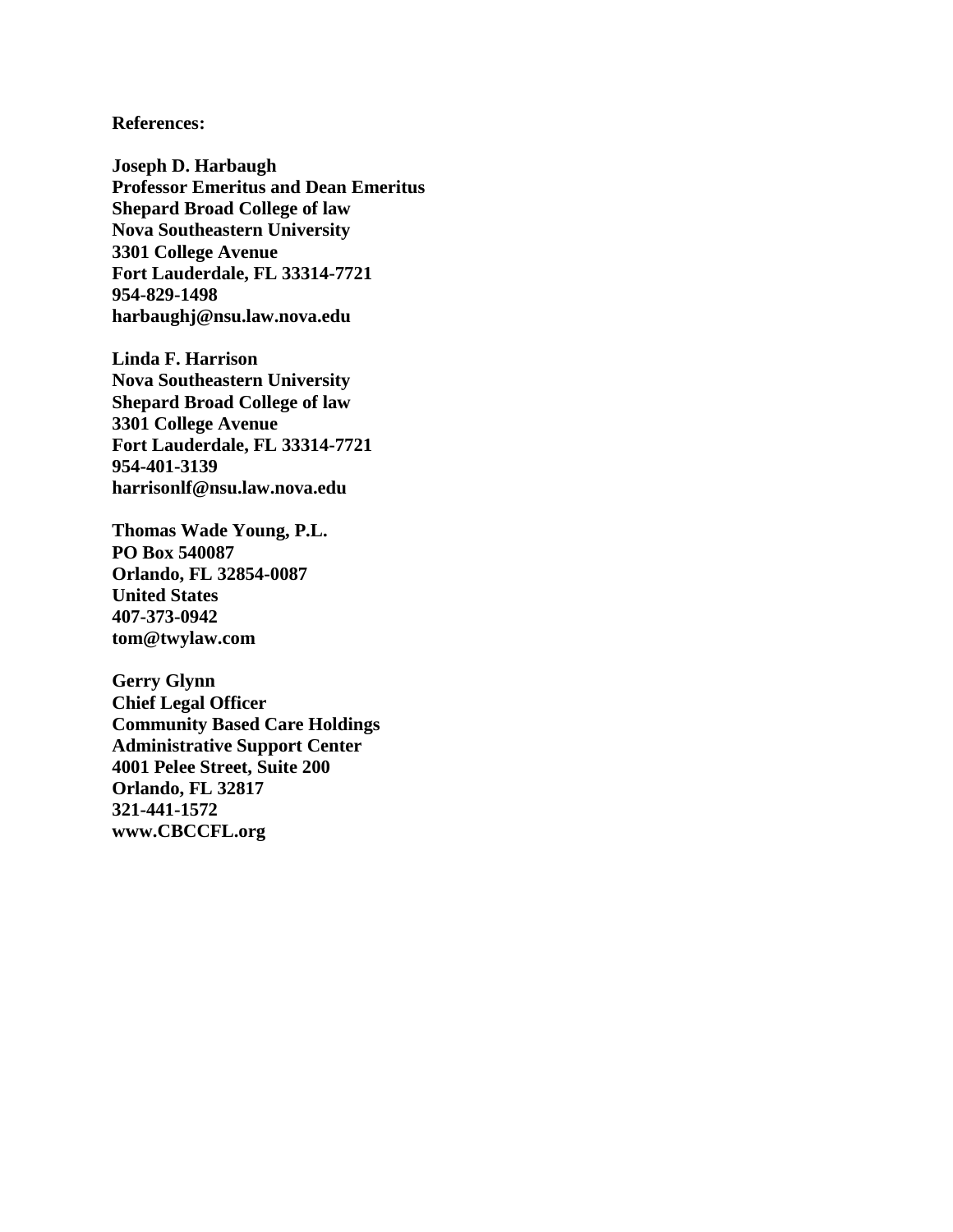**References:**

**Joseph D. Harbaugh**
**Professor Emeritus and Dean Emeritus**
**Shepard Broad College of law**
**Nova Southeastern University**
**3301 College Avenue**
**Fort Lauderdale, FL 33314-7721**
**954-829-1498**
**harbaughj@nsu.law.nova.edu**

**Linda F. Harrison**
**Nova Southeastern University**
**Shepard Broad College of law**
**3301 College Avenue**
**Fort Lauderdale, FL 33314-7721**
**954-401-3139**
**harrisonlf@nsu.law.nova.edu**

**Thomas Wade Young, P.L.**
**PO Box 540087**
**Orlando, FL 32854-0087**
**United States**
**407-373-0942**
**tom@twylaw.com**

**Gerry Glynn**
**Chief Legal Officer**
**Community Based Care Holdings**
**Administrative Support Center**
**4001 Pelee Street, Suite 200**
**Orlando, FL 32817**
**321-441-1572**
**www.CBCCFL.org**